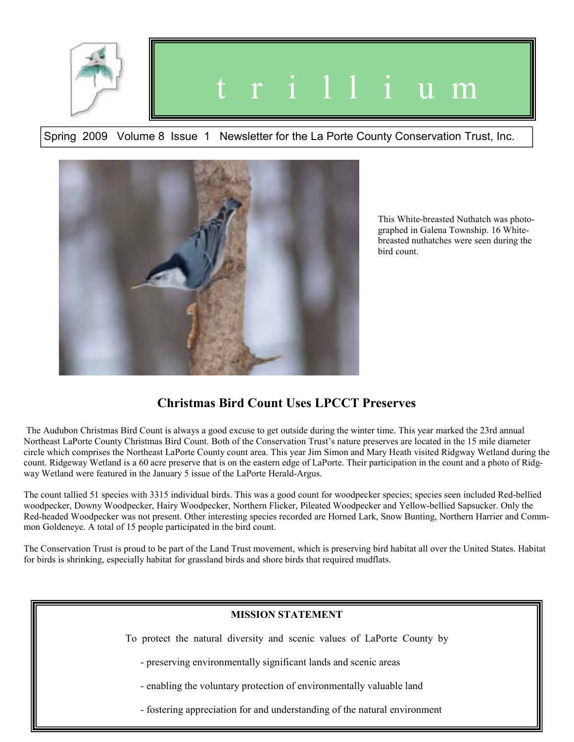# t r i l l i u m

Spring 2009 Volume 8 Issue 1 Newsletter for the La Porte County Conservation Trust, Inc.

This White-breasted Nuthatch was photographed in Galena Township. 16 White-breasted nuthatches were seen during the bird count.

## Christmas Bird Count Uses LPCCT Preserves

The Audubon Christmas Bird Count is always a good excuse to get outside during the winter time. This year marked the 23rd annual Northeast LaPorte County Christmas Bird Count. Both of the Conservation Trust's nature preserves are located in the 15 mile diameter circle which comprises the Northeast LaPorte County count area. This year Jim Simon and Mary Heath visited Ridgway Wetland during the count. Ridgeway Wetland is a 60 acre preserve that is on the eastern edge of LaPorte. Their participation in the count and a photo of Ridgway Wetland were featured in the January 5 issue of the LaPorte Herald-Argus.

The count tallied 51 species with 3315 individual birds. This was a good count for woodpecker species; species seen included Red-bellied woodpecker, Downy Woodpecker, Hairy Woodpecker, Northern Flicker, Pileated Woodpecker and Yellow-bellied Sapsucker. Only the Red-headed Woodpecker was not present. Other interesting species recorded are Horned Lark, Snow Bunting, Northern Harrier and Commmon Goldeneye. A total of 15 people participated in the bird count.

The Conservation Trust is proud to be part of the Land Trust movement, which is preserving bird habitat all over the United States. Habitat for birds is shrinking, especially habitat for grassland birds and shore birds that required mudflats.

**MISSION STATEMENT**

To protect the natural diversity and scenic values of LaPorte County by

- preserving environmentally significant lands and scenic areas
- enabling the voluntary protection of environmentally valuable land
- fostering appreciation for and understanding of the natural environment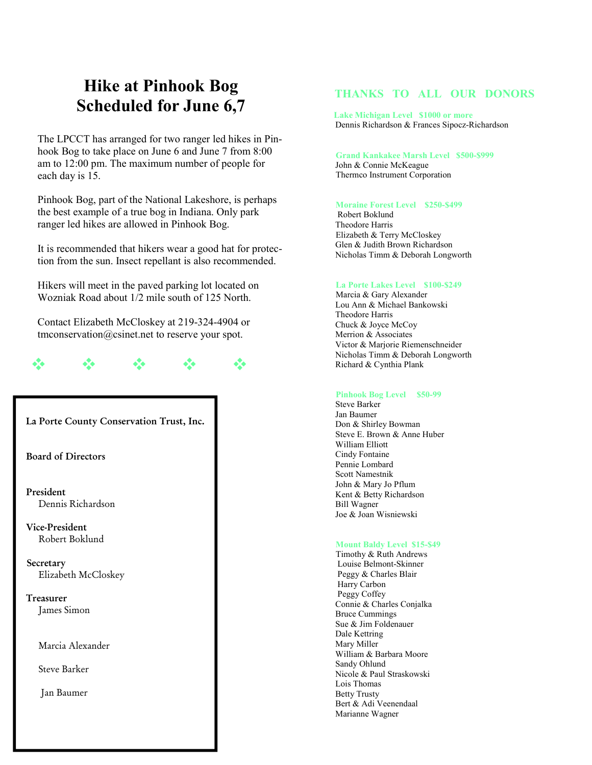# Hike at Pinhook Bog Scheduled for June 6,7

The LPCCT has arranged for two ranger led hikes in Pinhook Bog to take place on June 6 and June 7 from 8:00 am to 12:00 pm. The maximum number of people for each day is 15.

Pinhook Bog, part of the National Lakeshore, is perhaps the best example of a true bog in Indiana. Only park ranger led hikes are allowed in Pinhook Bog.

It is recommended that hikers wear a good hat for protection from the sun. Insect repellant is also recommended.

Hikers will meet in the paved parking lot located on Wozniak Road about 1/2 mile south of 125 North.

Contact Elizabeth McCloskey at 219-324-4904 or tmconservation@csinet.net to reserve your spot.

❖ ❖ ❖ ❖ ❖

**La Porte County Conservation Trust, Inc.**

**Board of Directors**

**President**
Dennis Richardson

**Vice-President**
Robert Boklund

**Secretary**
Elizabeth McCloskey

**Treasurer**
James Simon

Marcia Alexander

Steve Barker

Jan Baumer

## THANKS TO ALL OUR DONORS

**Lake Michigan Level $1000 or more**
Dennis Richardson & Frances Sipocz-Richardson

**Grand Kankakee Marsh Level $500-$999**
John & Connie McKeague
Thermco Instrument Corporation

**Moraine Forest Level $250-$499**
Robert Boklund
Theodore Harris
Elizabeth & Terry McCloskey
Glen & Judith Brown Richardson
Nicholas Timm & Deborah Longworth

**La Porte Lakes Level $100-$249**
Marcia & Gary Alexander
Lou Ann & Michael Bankowski
Theodore Harris
Chuck & Joyce McCoy
Merrion & Associates
Victor & Marjorie Riemenschneider
Nicholas Timm & Deborah Longworth
Richard & Cynthia Plank

**Pinhook Bog Level $50-99**
Steve Barker
Jan Baumer
Don & Shirley Bowman
Steve E. Brown & Anne Huber
William Elliott
Cindy Fontaine
Pennie Lombard
Scott Namestnik
John & Mary Jo Pflum
Kent & Betty Richardson
Bill Wagner
Joe & Joan Wisniewski

**Mount Baldy Level $15-$49**
Timothy & Ruth Andrews
Louise Belmont-Skinner
Peggy & Charles Blair
Harry Carbon
Peggy Coffey
Connie & Charles Conjalka
Bruce Cummings
Sue & Jim Foldenauer
Dale Kettring
Mary Miller
William & Barbara Moore
Sandy Ohlund
Nicole & Paul Straskowski
Lois Thomas
Betty Trusty
Bert & Adi Veenendaal
Marianne Wagner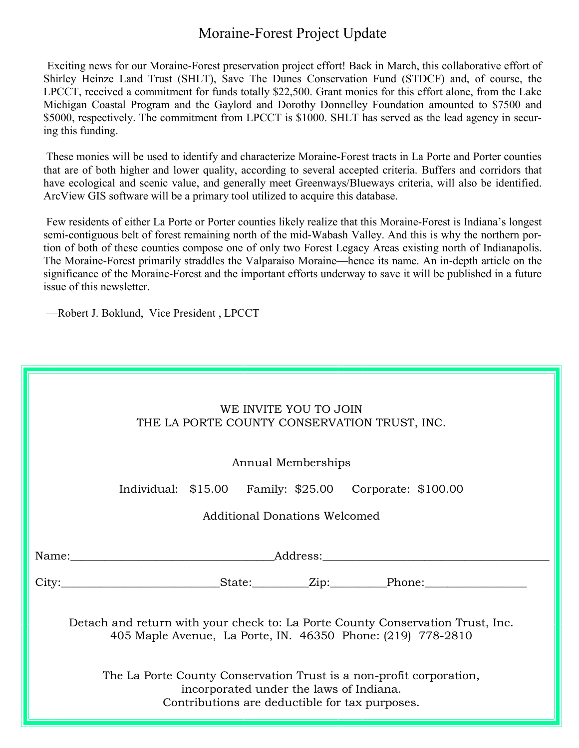# Moraine-Forest Project Update

Exciting news for our Moraine-Forest preservation project effort! Back in March, this collaborative effort of Shirley Heinze Land Trust (SHLT), Save The Dunes Conservation Fund (STDCF) and, of course, the LPCCT, received a commitment for funds totally $22,500. Grant monies for this effort alone, from the Lake Michigan Coastal Program and the Gaylord and Dorothy Donnelley Foundation amounted to $7500 and $5000, respectively. The commitment from LPCCT is $1000. SHLT has served as the lead agency in securing this funding.

These monies will be used to identify and characterize Moraine-Forest tracts in La Porte and Porter counties that are of both higher and lower quality, according to several accepted criteria. Buffers and corridors that have ecological and scenic value, and generally meet Greenways/Blueways criteria, will also be identified. ArcView GIS software will be a primary tool utilized to acquire this database.

Few residents of either La Porte or Porter counties likely realize that this Moraine-Forest is Indiana's longest semi-contiguous belt of forest remaining north of the mid-Wabash Valley. And this is why the northern portion of both of these counties compose one of only two Forest Legacy Areas existing north of Indianapolis. The Moraine-Forest primarily straddles the Valparaiso Moraine—hence its name. An in-depth article on the significance of the Moraine-Forest and the important efforts underway to save it will be published in a future issue of this newsletter.

—Robert J. Boklund, Vice President , LPCCT

WE INVITE YOU TO JOIN
THE LA PORTE COUNTY CONSERVATION TRUST, INC.

Annual Memberships

Individual: $15.00 Family: $25.00 Corporate: $100.00

Additional Donations Welcomed

Name:\_\_\_\_\_\_\_\_\_\_\_\_\_\_\_\_\_\_\_\_\_\_\_\_\_\_\_\_\_\_\_\_\_\_Address:\_\_\_\_\_\_\_\_\_\_\_\_\_\_\_\_\_\_\_\_\_\_\_\_\_\_\_\_\_\_\_\_\_\_\_\_\_\_

City:\_\_\_\_\_\_\_\_\_\_\_\_\_\_\_\_\_\_\_\_\_\_\_\_\_\_State:\_\_\_\_\_\_\_\_\_Zip:\_\_\_\_\_\_\_\_\_Phone:\_\_\_\_\_\_\_\_\_\_\_\_\_\_\_\_\_

Detach and return with your check to: La Porte County Conservation Trust, Inc.
405 Maple Avenue, La Porte, IN. 46350 Phone: (219) 778-2810

The La Porte County Conservation Trust is a non-profit corporation,
incorporated under the laws of Indiana.
Contributions are deductible for tax purposes.